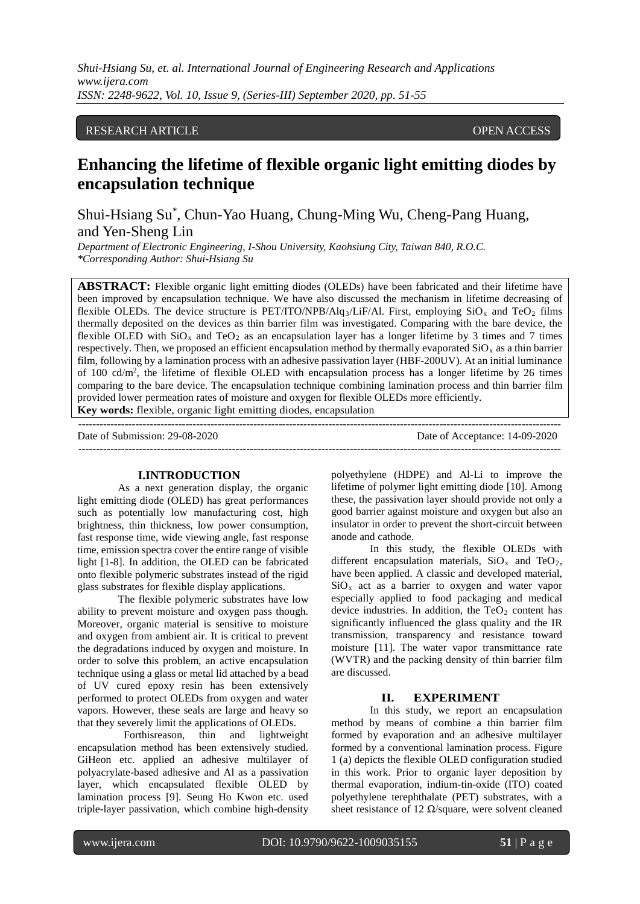RESEARCH ARTICLE OPEN ACCESS

# Enhancing the lifetime of flexible organic light emitting diodes by encapsulation technique

Shui-Hsiang Su*, Chun-Yao Huang, Chung-Ming Wu, Cheng-Pang Huang, and Yen-Sheng Lin

*Department of Electronic Engineering, I-Shou University, Kaohsiung City, Taiwan 840, R.O.C.*
*\*Corresponding Author: Shui-Hsiang Su*

**ABSTRACT:** Flexible organic light emitting diodes (OLEDs) have been fabricated and their lifetime have been improved by encapsulation technique. We have also discussed the mechanism in lifetime decreasing of flexible OLEDs. The device structure is PET/ITO/NPB/$Alq_3$/LiF/Al. First, employing $SiO_x$ and $TeO_2$ films thermally deposited on the devices as thin barrier film was investigated. Comparing with the bare device, the flexible OLED with $SiO_x$ and $TeO_2$ as an encapsulation layer has a longer lifetime by 3 times and 7 times respectively. Then, we proposed an efficient encapsulation method by thermally evaporated $SiO_x$ as a thin barrier film, following by a lamination process with an adhesive passivation layer (HBF-200UV). At an initial luminance of 100 cd/$m^2$, the lifetime of flexible OLED with encapsulation process has a longer lifetime by 26 times comparing to the bare device. The encapsulation technique combining lamination process and thin barrier film provided lower permeation rates of moisture and oxygen for flexible OLEDs more efficiently.

**Key words:** flexible, organic light emitting diodes, encapsulation

---

Date of Submission: 29-08-2020 Date of Acceptance: 14-09-2020

---

## I. INTRODUCTION

As a next generation display, the organic light emitting diode (OLED) has great performances such as potentially low manufacturing cost, high brightness, thin thickness, low power consumption, fast response time, wide viewing angle, fast response time, emission spectra cover the entire range of visible light [1-8]. In addition, the OLED can be fabricated onto flexible polymeric substrates instead of the rigid glass substrates for flexible display applications.

The flexible polymeric substrates have low ability to prevent moisture and oxygen pass though. Moreover, organic material is sensitive to moisture and oxygen from ambient air. It is critical to prevent the degradations induced by oxygen and moisture. In order to solve this problem, an active encapsulation technique using a glass or metal lid attached by a bead of UV cured epoxy resin has been extensively performed to protect OLEDs from oxygen and water vapors. However, these seals are large and heavy so that they severely limit the applications of OLEDs.

Forthisreason, thin and lightweight encapsulation method has been extensively studied. GiHeon etc. applied an adhesive multilayer of polyacrylate-based adhesive and Al as a passivation layer, which encapsulated flexible OLED by lamination process [9]. Seung Ho Kwon etc. used triple-layer passivation, which combine high-density polyethylene (HDPE) and Al-Li to improve the lifetime of polymer light emitting diode [10]. Among these, the passivation layer should provide not only a good barrier against moisture and oxygen but also an insulator in order to prevent the short-circuit between anode and cathode.

In this study, the flexible OLEDs with different encapsulation materials, $SiO_x$ and $TeO_2$, have been applied. A classic and developed material, $SiO_x$ act as a barrier to oxygen and water vapor especially applied to food packaging and medical device industries. In addition, the $TeO_2$ content has significantly influenced the glass quality and the IR transmission, transparency and resistance toward moisture [11]. The water vapor transmittance rate (WVTR) and the packing density of thin barrier film are discussed.

## II. EXPERIMENT

In this study, we report an encapsulation method by means of combine a thin barrier film formed by evaporation and an adhesive multilayer formed by a conventional lamination process. Figure 1 (a) depicts the flexible OLED configuration studied in this work. Prior to organic layer deposition by thermal evaporation, indium-tin-oxide (ITO) coated polyethylene terephthalate (PET) substrates, with a sheet resistance of 12 Ω/square, were solvent cleaned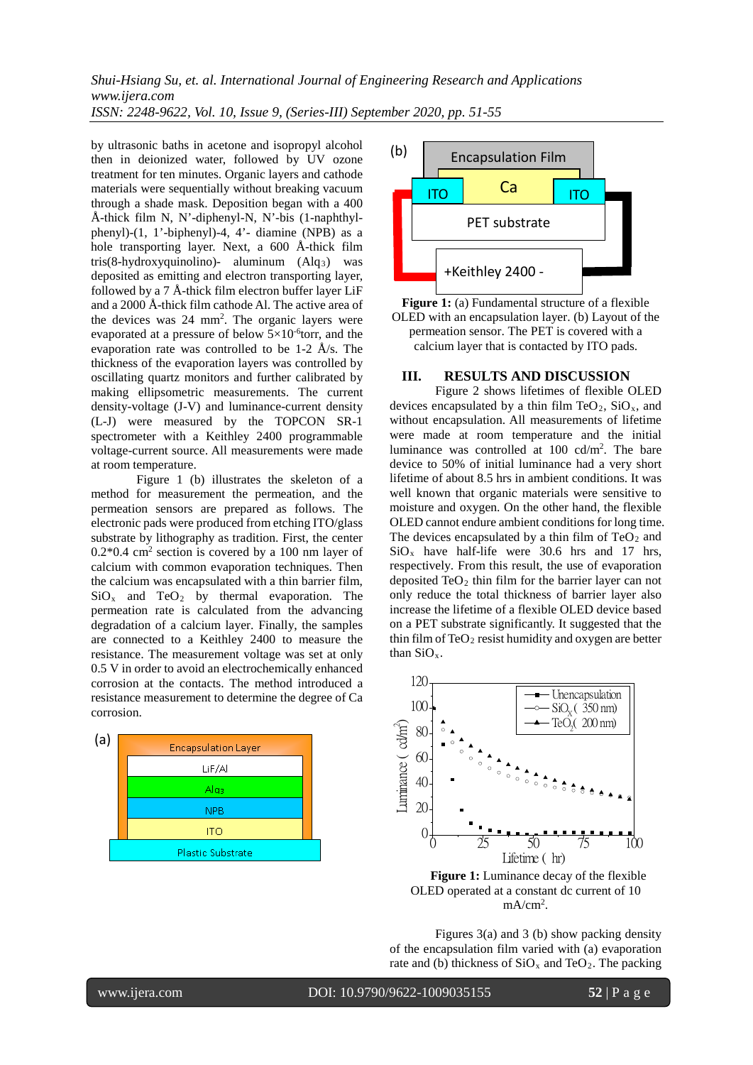by ultrasonic baths in acetone and isopropyl alcohol then in deionized water, followed by UV ozone treatment for ten minutes. Organic layers and cathode materials were sequentially without breaking vacuum through a shade mask. Deposition began with a 400 Å-thick film N, N'-diphenyl-N, N'-bis (1-naphthyl-phenyl)-(1, 1'-biphenyl)-4, 4'- diamine (NPB) as a hole transporting layer. Next, a 600 Å-thick film tris(8-hydroxyquinolino)- aluminum ($Alq_3$) was deposited as emitting and electron transporting layer, followed by a 7 Å-thick film electron buffer layer LiF and a 2000 Å-thick film cathode Al. The active area of the devices was 24 $mm^2$. The organic layers were evaporated at a pressure of below $5\times10^{-6}$torr, and the evaporation rate was controlled to be 1-2 Å/s. The thickness of the evaporation layers was controlled by oscillating quartz monitors and further calibrated by making ellipsometric measurements. The current density-voltage (J-V) and luminance-current density (L-J) were measured by the TOPCON SR-1 spectrometer with a Keithley 2400 programmable voltage-current source. All measurements were made at room temperature.

Figure 1 (b) illustrates the skeleton of a method for measurement the permeation, and the permeation sensors are prepared as follows. The electronic pads were produced from etching ITO/glass substrate by lithography as tradition. First, the center 0.2*0.4 $cm^2$ section is covered by a 100 nm layer of calcium with common evaporation techniques. Then the calcium was encapsulated with a thin barrier film, $SiO_x$ and $TeO_2$ by thermal evaporation. The permeation rate is calculated from the advancing degradation of a calcium layer. Finally, the samples are connected to a Keithley 2400 to measure the resistance. The measurement voltage was set at only 0.5 V in order to avoid an electrochemically enhanced corrosion at the contacts. The method introduced a resistance measurement to determine the degree of Ca corrosion.

**Figure 1:** (a) Fundamental structure of a flexible OLED with an encapsulation layer. (b) Layout of the permeation sensor. The PET is covered with a calcium layer that is contacted by ITO pads.

## III. RESULTS AND DISCUSSION

Figure 2 shows lifetimes of flexible OLED devices encapsulated by a thin film $TeO_2$, $SiO_x$, and without encapsulation. All measurements of lifetime were made at room temperature and the initial luminance was controlled at 100 cd/$m^2$. The bare device to 50% of initial luminance had a very short lifetime of about 8.5 hrs in ambient conditions. It was well known that organic materials were sensitive to moisture and oxygen. On the other hand, the flexible OLED cannot endure ambient conditions for long time. The devices encapsulated by a thin film of $TeO_2$ and $SiO_x$ have half-life were 30.6 hrs and 17 hrs, respectively. From this result, the use of evaporation deposited $TeO_2$ thin film for the barrier layer can not only reduce the total thickness of barrier layer also increase the lifetime of a flexible OLED device based on a PET substrate significantly. It suggested that the thin film of $TeO_2$ resist humidity and oxygen are better than $SiO_x$.

**Figure 1:** Luminance decay of the flexible OLED operated at a constant dc current of 10 mA/$cm^2$.

Figures 3(a) and 3 (b) show packing density of the encapsulation film varied with (a) evaporation rate and (b) thickness of $SiO_x$ and $TeO_2$. The packing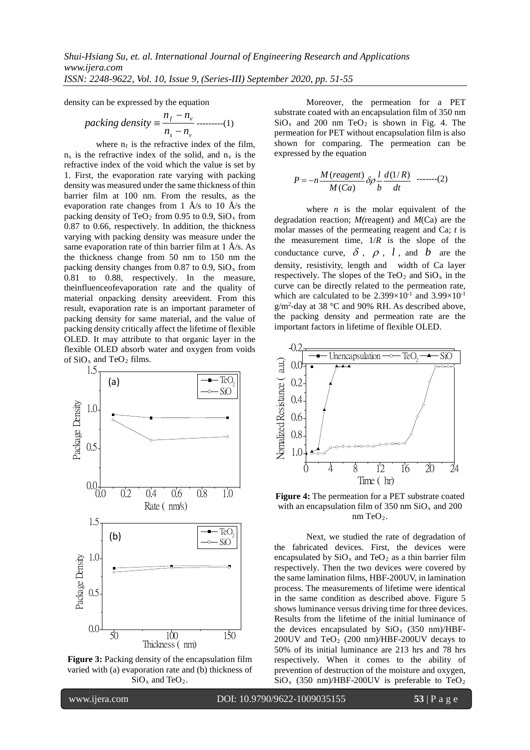density can be expressed by the equation

$$packing\ density \equiv \frac{n_f - n_v}{n_s - n_v} \text{---------(1)}$$

where $n_f$ is the refractive index of the film, $n_s$ is the refractive index of the solid, and $n_v$ is the refractive index of the void which the value is set by 1. First, the evaporation rate varying with packing density was measured under the same thickness of thin barrier film at 100 nm. From the results, as the evaporation rate changes from 1 Å/s to 10 Å/s the packing density of $TeO_2$ from 0.95 to 0.9, $SiO_x$ from 0.87 to 0.66, respectively. In addition, the thickness varying with packing density was measure under the same evaporation rate of thin barrier film at 1 Å/s. As the thickness change from 50 nm to 150 nm the packing density changes from 0.87 to 0.9, $SiO_x$ from 0.81 to 0.88, respectively. In the measure, theinfluenceofevaporation rate and the quality of material onpacking density areevident. From this result, evaporation rate is an important parameter of packing density for same material, and the value of packing density critically affect the lifetime of flexible OLED. It may attribute to that organic layer in the flexible OLED absorb water and oxygen from voids of $SiO_x$ and $TeO_2$ films.

**Figure 3:** Packing density of the encapsulation film varied with (a) evaporation rate and (b) thickness of $SiO_x$ and $TeO_2$.

Moreover, the permeation for a PET substrate coated with an encapsulation film of 350 nm $SiO_x$ and 200 nm $TeO_2$ is shown in Fig. 4. The permeation for PET without encapsulation film is also shown for comparing. The permeation can be expressed by the equation

$$P = -n\frac{M(reagent)}{M(Ca)}\delta\rho\frac{l}{b}\frac{d(1/R)}{dt} \text{ -------(2)}$$

where $n$ is the molar equivalent of the degradation reaction; $M$(reagent) and $M$(Ca) are the molar masses of the permeating reagent and Ca; $t$ is the measurement time, $1/R$ is the slope of the conductance curve, $\delta$, $\rho$, $l$, and $b$ are the density, resistivity, length and width of Ca layer respectively. The slopes of the $TeO_2$ and $SiO_x$ in the curve can be directly related to the permeation rate, which are calculated to be $2.399\times10^{-1}$ and $3.99\times10^{-1}$ $g/m^2$-day at 38 °C and 90% RH. As described above, the packing density and permeation rate are the important factors in lifetime of flexible OLED.

**Figure 4:** The permeation for a PET substrate coated with an encapsulation film of 350 nm $SiO_x$ and 200 nm $TeO_2$.

Next, we studied the rate of degradation of the fabricated devices. First, the devices were encapsulated by $SiO_x$ and $TeO_2$ as a thin barrier film respectively. Then the two devices were covered by the same lamination films, HBF-200UV, in lamination process. The measurements of lifetime were identical in the same condition as described above. Figure 5 shows luminance versus driving time for three devices. Results from the lifetime of the initial luminance of the devices encapsulated by $SiO_x$ (350 nm)/HBF-200UV and $TeO_2$ (200 nm)/HBF-200UV decays to 50% of its initial luminance are 213 hrs and 78 hrs respectively. When it comes to the ability of prevention of destruction of the moisture and oxygen, $SiO_x$ (350 nm)/HBF-200UV is preferable to $TeO_2$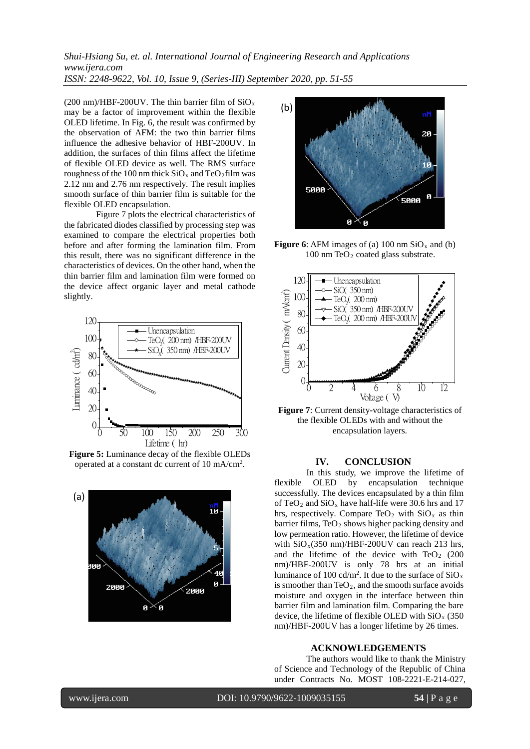(200 nm)/HBF-200UV. The thin barrier film of $SiO_x$ may be a factor of improvement within the flexible OLED lifetime. In Fig. 6, the result was confirmed by the observation of AFM: the two thin barrier films influence the adhesive behavior of HBF-200UV. In addition, the surfaces of thin films affect the lifetime of flexible OLED device as well. The RMS surface roughness of the 100 nm thick $SiO_x$ and $TeO_2$ film was 2.12 nm and 2.76 nm respectively. The result implies smooth surface of thin barrier film is suitable for the flexible OLED encapsulation.

Figure 7 plots the electrical characteristics of the fabricated diodes classified by processing step was examined to compare the electrical properties both before and after forming the lamination film. From this result, there was no significant difference in the characteristics of devices. On the other hand, when the thin barrier film and lamination film were formed on the device affect organic layer and metal cathode slightly.

**Figure 5:** Luminance decay of the flexible OLEDs operated at a constant dc current of 10 mA/cm$^2$.

**Figure 6**: AFM images of (a) 100 nm $SiO_x$ and (b) 100 nm $TeO_2$ coated glass substrate.

**Figure 7**: Current density-voltage characteristics of the flexible OLEDs with and without the encapsulation layers.

## IV. CONCLUSION

In this study, we improve the lifetime of flexible OLED by encapsulation technique successfully. The devices encapsulated by a thin film of $TeO_2$ and $SiO_x$ have half-life were 30.6 hrs and 17 hrs, respectively. Compare $TeO_2$ with $SiO_x$ as thin barrier films, $TeO_2$ shows higher packing density and low permeation ratio. However, the lifetime of device with $SiO_x$(350 nm)/HBF-200UV can reach 213 hrs, and the lifetime of the device with $TeO_2$ (200 nm)/HBF-200UV is only 78 hrs at an initial luminance of 100 cd/m$^2$. It due to the surface of $SiO_x$ is smoother than $TeO_2$, and the smooth surface avoids moisture and oxygen in the interface between thin barrier film and lamination film. Comparing the bare device, the lifetime of flexible OLED with $SiO_x$ (350 nm)/HBF-200UV has a longer lifetime by 26 times.

## ACKNOWLEDGEMENTS

The authors would like to thank the Ministry of Science and Technology of the Republic of China under Contracts No. MOST 108-2221-E-214-027,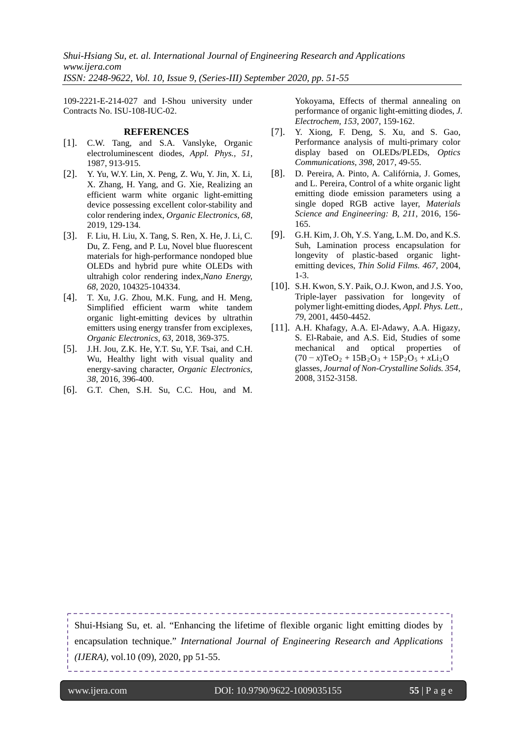109-2221-E-214-027 and I-Shou university under Contracts No. ISU-108-IUC-02.

## REFERENCES

[1]. C.W. Tang, and S.A. Vanslyke, Organic electroluminescent diodes, *Appl. Phys., 51*, 1987, 913-915.

[2]. Y. Yu, W.Y. Lin, X. Peng, Z. Wu, Y. Jin, X. Li, X. Zhang, H. Yang, and G. Xie, Realizing an efficient warm white organic light-emitting device possessing excellent color-stability and color rendering index, *Organic Electronics, 68*, 2019, 129-134.

[3]. F. Liu, H. Liu, X. Tang, S. Ren, X. He, J. Li, C. Du, Z. Feng, and P. Lu, Novel blue fluorescent materials for high-performance nondoped blue OLEDs and hybrid pure white OLEDs with ultrahigh color rendering index,*Nano Energy, 68*, 2020, 104325-104334.

[4]. T. Xu, J.G. Zhou, M.K. Fung, and H. Meng, Simplified efficient warm white tandem organic light-emitting devices by ultrathin emitters using energy transfer from exciplexes, *Organic Electronics, 63*, 2018, 369-375.

[5]. J.H. Jou, Z.K. He, Y.T. Su, Y.F. Tsai, and C.H. Wu, Healthy light with visual quality and energy-saving character, *Organic Electronics, 38*, 2016, 396-400.

[6]. G.T. Chen, S.H. Su, C.C. Hou, and M. Yokoyama, Effects of thermal annealing on performance of organic light-emitting diodes, *J. Electrochem, 153*, 2007, 159-162.

[7]. Y. Xiong, F. Deng, S. Xu, and S. Gao, Performance analysis of multi-primary color display based on OLEDs/PLEDs, *Optics Communications, 398*, 2017, 49-55.

[8]. D. Pereira, A. Pinto, A. Califórnia, J. Gomes, and L. Pereira, Control of a white organic light emitting diode emission parameters using a single doped RGB active layer, *Materials Science and Engineering: B, 211*, 2016, 156-165.

[9]. G.H. Kim, J. Oh, Y.S. Yang, L.M. Do, and K.S. Suh, Lamination process encapsulation for longevity of plastic-based organic light-emitting devices, *Thin Solid Films. 467*, 2004, 1-3.

[10]. S.H. Kwon, S.Y. Paik, O.J. Kwon, and J.S. Yoo, Triple-layer passivation for longevity of polymer light-emitting diodes, *Appl. Phys. Lett., 79*, 2001, 4450-4452.

[11]. A.H. Khafagy, A.A. El-Adawy, A.A. Higazy, S. El-Rabaie, and A.S. Eid, Studies of some mechanical and optical properties of $(70 - x)TeO_2 + 15B_2O_3 + 15P_2O_5 + xLi_2O$ glasses, *Journal of Non-Crystalline Solids. 354*, 2008, 3152-3158.

Shui-Hsiang Su, et. al. "Enhancing the lifetime of flexible organic light emitting diodes by encapsulation technique." *International Journal of Engineering Research and Applications (IJERA)*, vol.10 (09), 2020, pp 51-55.